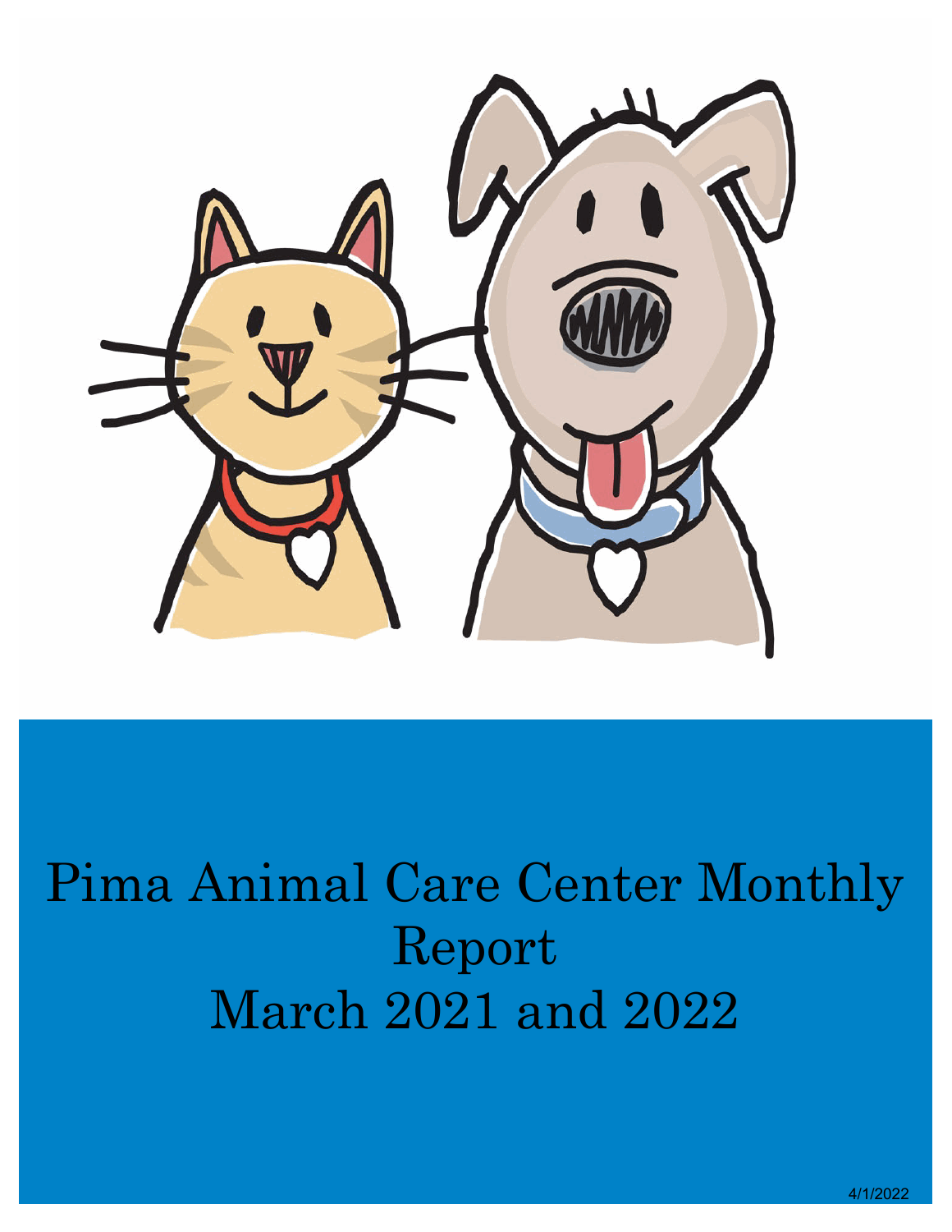# Pima Animal Care Center Monthly Report March 2021 and 2022

4/1/2022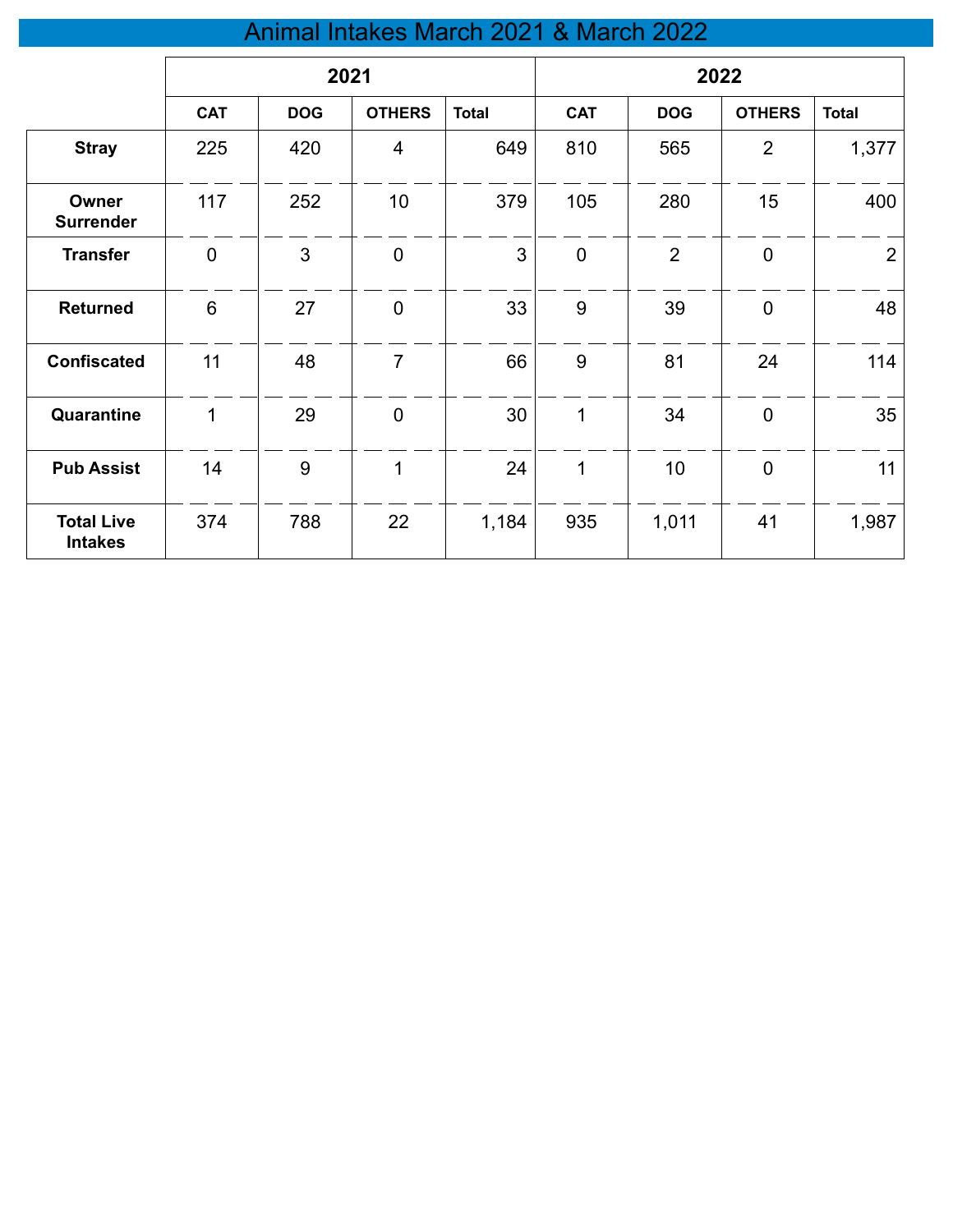# Animal Intakes March 2021 & March 2022

| | 2021 | | | | 2022 | | | |
|---|---|---|---|---|---|---|---|---|
| | CAT | DOG | OTHERS | Total | CAT | DOG | OTHERS | Total |
| **Stray** | 225 | 420 | 4 | 649 | 810 | 565 | 2 | 1,377 |
| **Owner Surrender** | 117 | 252 | 10 | 379 | 105 | 280 | 15 | 400 |
| **Transfer** | 0 | 3 | 0 | 3 | 0 | 2 | 0 | 2 |
| **Returned** | 6 | 27 | 0 | 33 | 9 | 39 | 0 | 48 |
| **Confiscated** | 11 | 48 | 7 | 66 | 9 | 81 | 24 | 114 |
| **Quarantine** | 1 | 29 | 0 | 30 | 1 | 34 | 0 | 35 |
| **Pub Assist** | 14 | 9 | 1 | 24 | 1 | 10 | 0 | 11 |
| **Total Live Intakes** | 374 | 788 | 22 | 1,184 | 935 | 1,011 | 41 | 1,987 |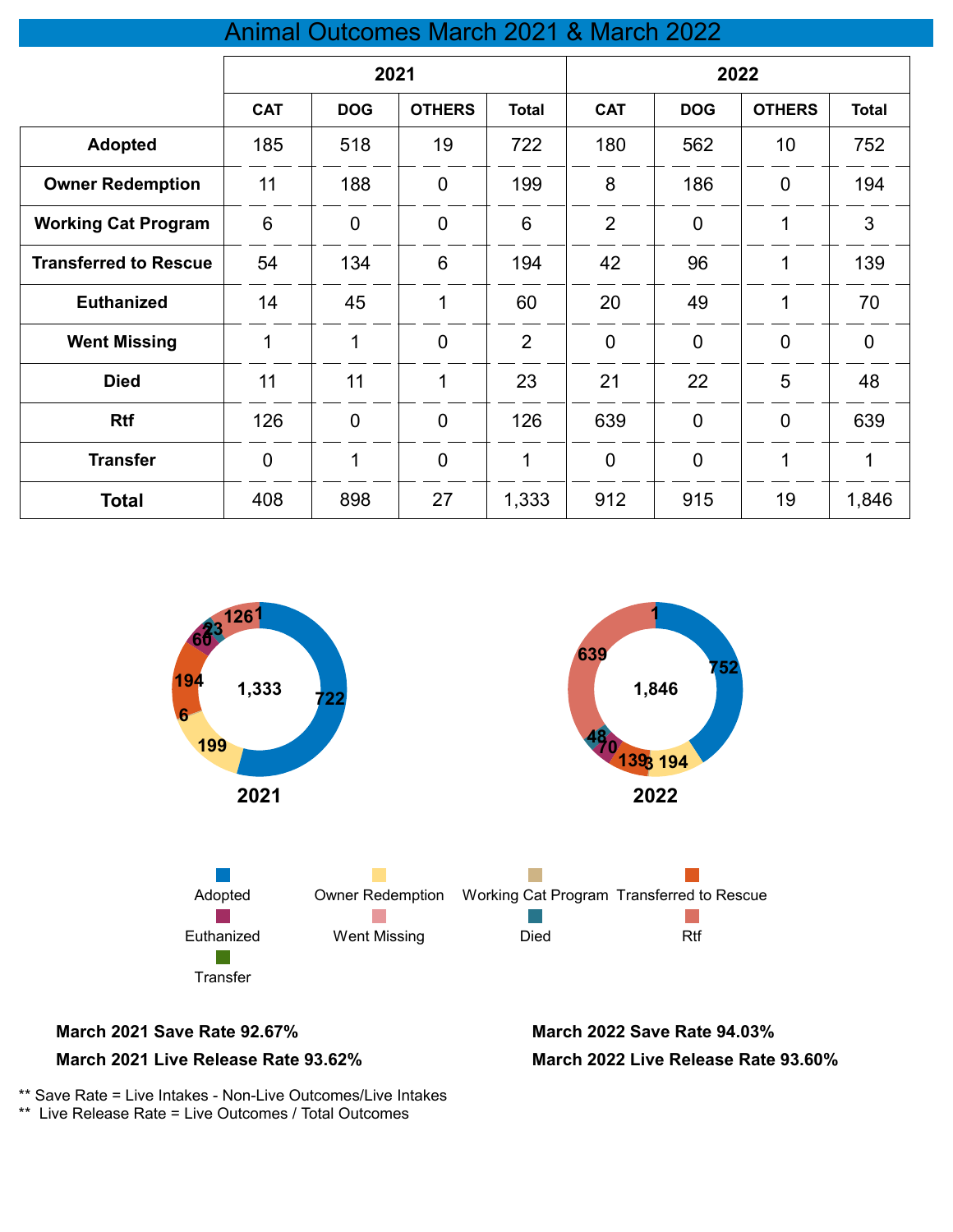# Animal Outcomes March 2021 & March 2022

| | 2021 | | | | 2022 | | | |
|---|---|---|---|---|---|---|---|---|
| | CAT | DOG | OTHERS | Total | CAT | DOG | OTHERS | Total |
| **Adopted** | 185 | 518 | 19 | 722 | 180 | 562 | 10 | 752 |
| **Owner Redemption** | 11 | 188 | 0 | 199 | 8 | 186 | 0 | 194 |
| **Working Cat Program** | 6 | 0 | 0 | 6 | 2 | 0 | 1 | 3 |
| **Transferred to Rescue** | 54 | 134 | 6 | 194 | 42 | 96 | 1 | 139 |
| **Euthanized** | 14 | 45 | 1 | 60 | 20 | 49 | 1 | 70 |
| **Went Missing** | 1 | 1 | 0 | 2 | 0 | 0 | 0 | 0 |
| **Died** | 11 | 11 | 1 | 23 | 21 | 22 | 5 | 48 |
| **Rtf** | 126 | 0 | 0 | 126 | 639 | 0 | 0 | 639 |
| **Transfer** | 0 | 1 | 0 | 1 | 0 | 0 | 1 | 1 |
| **Total** | 408 | 898 | 27 | 1,333 | 912 | 915 | 19 | 1,846 |

**March 2021 Save Rate 92.67%**

**March 2021 Live Release Rate 93.62%**

**March 2022 Save Rate 94.03%**

**March 2022 Live Release Rate 93.60%**

** Save Rate = Live Intakes - Non-Live Outcomes/Live Intakes

** Live Release Rate = Live Outcomes / Total Outcomes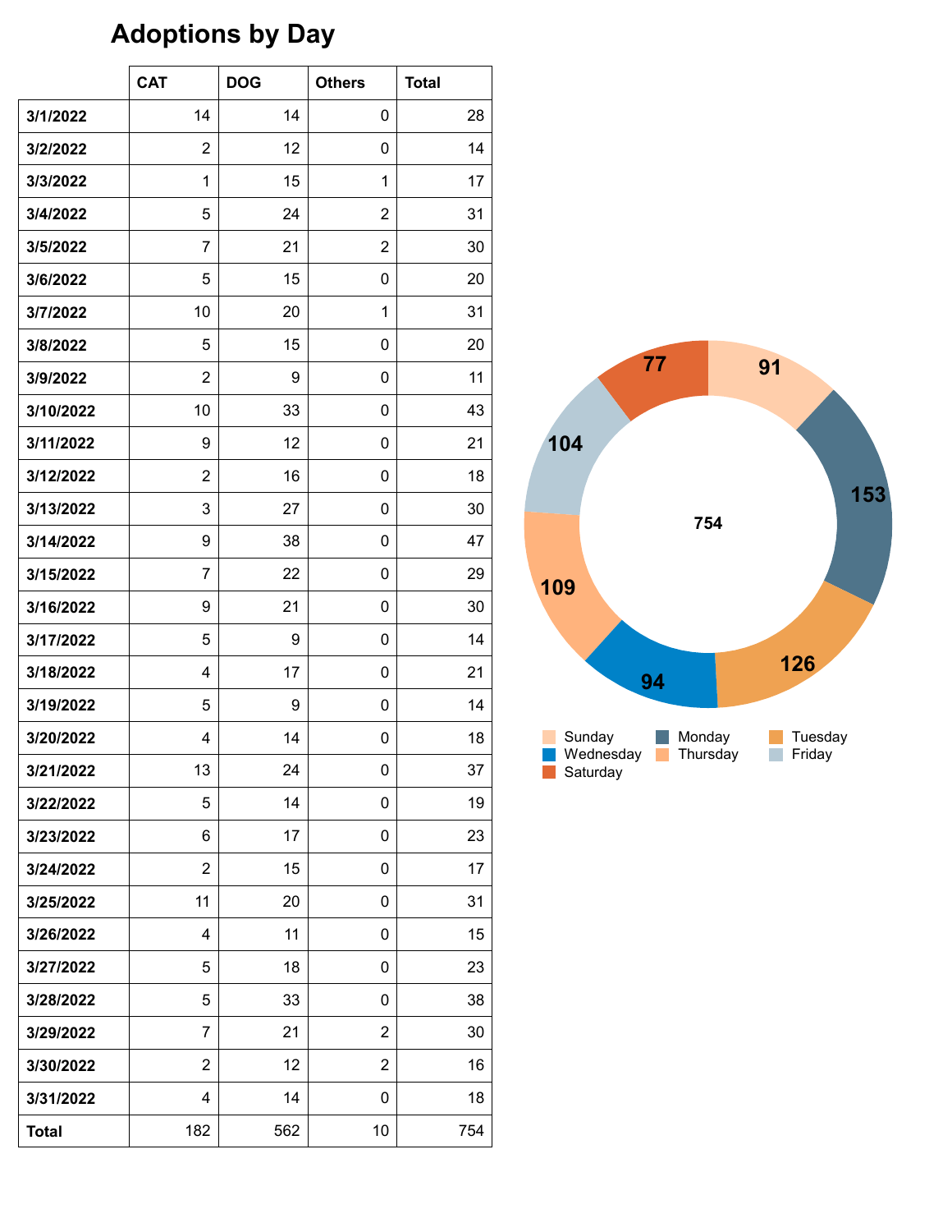# Adoptions by Day

| | CAT | DOG | Others | Total |
|---|---|---|---|---|
| **3/1/2022** | 14 | 14 | 0 | 28 |
| **3/2/2022** | 2 | 12 | 0 | 14 |
| **3/3/2022** | 1 | 15 | 1 | 17 |
| **3/4/2022** | 5 | 24 | 2 | 31 |
| **3/5/2022** | 7 | 21 | 2 | 30 |
| **3/6/2022** | 5 | 15 | 0 | 20 |
| **3/7/2022** | 10 | 20 | 1 | 31 |
| **3/8/2022** | 5 | 15 | 0 | 20 |
| **3/9/2022** | 2 | 9 | 0 | 11 |
| **3/10/2022** | 10 | 33 | 0 | 43 |
| **3/11/2022** | 9 | 12 | 0 | 21 |
| **3/12/2022** | 2 | 16 | 0 | 18 |
| **3/13/2022** | 3 | 27 | 0 | 30 |
| **3/14/2022** | 9 | 38 | 0 | 47 |
| **3/15/2022** | 7 | 22 | 0 | 29 |
| **3/16/2022** | 9 | 21 | 0 | 30 |
| **3/17/2022** | 5 | 9 | 0 | 14 |
| **3/18/2022** | 4 | 17 | 0 | 21 |
| **3/19/2022** | 5 | 9 | 0 | 14 |
| **3/20/2022** | 4 | 14 | 0 | 18 |
| **3/21/2022** | 13 | 24 | 0 | 37 |
| **3/22/2022** | 5 | 14 | 0 | 19 |
| **3/23/2022** | 6 | 17 | 0 | 23 |
| **3/24/2022** | 2 | 15 | 0 | 17 |
| **3/25/2022** | 11 | 20 | 0 | 31 |
| **3/26/2022** | 4 | 11 | 0 | 15 |
| **3/27/2022** | 5 | 18 | 0 | 23 |
| **3/28/2022** | 5 | 33 | 0 | 38 |
| **3/29/2022** | 7 | 21 | 2 | 30 |
| **3/30/2022** | 2 | 12 | 2 | 16 |
| **3/31/2022** | 4 | 14 | 0 | 18 |
| **Total** | 182 | 562 | 10 | 754 |

| Day | Adoptions |
|---|---|
| Sunday | 91 |
| Monday | 153 |
| Tuesday | 126 |
| Wednesday | 94 |
| Thursday | 109 |
| Friday | 104 |
| Saturday | 77 |
| Total | 754 |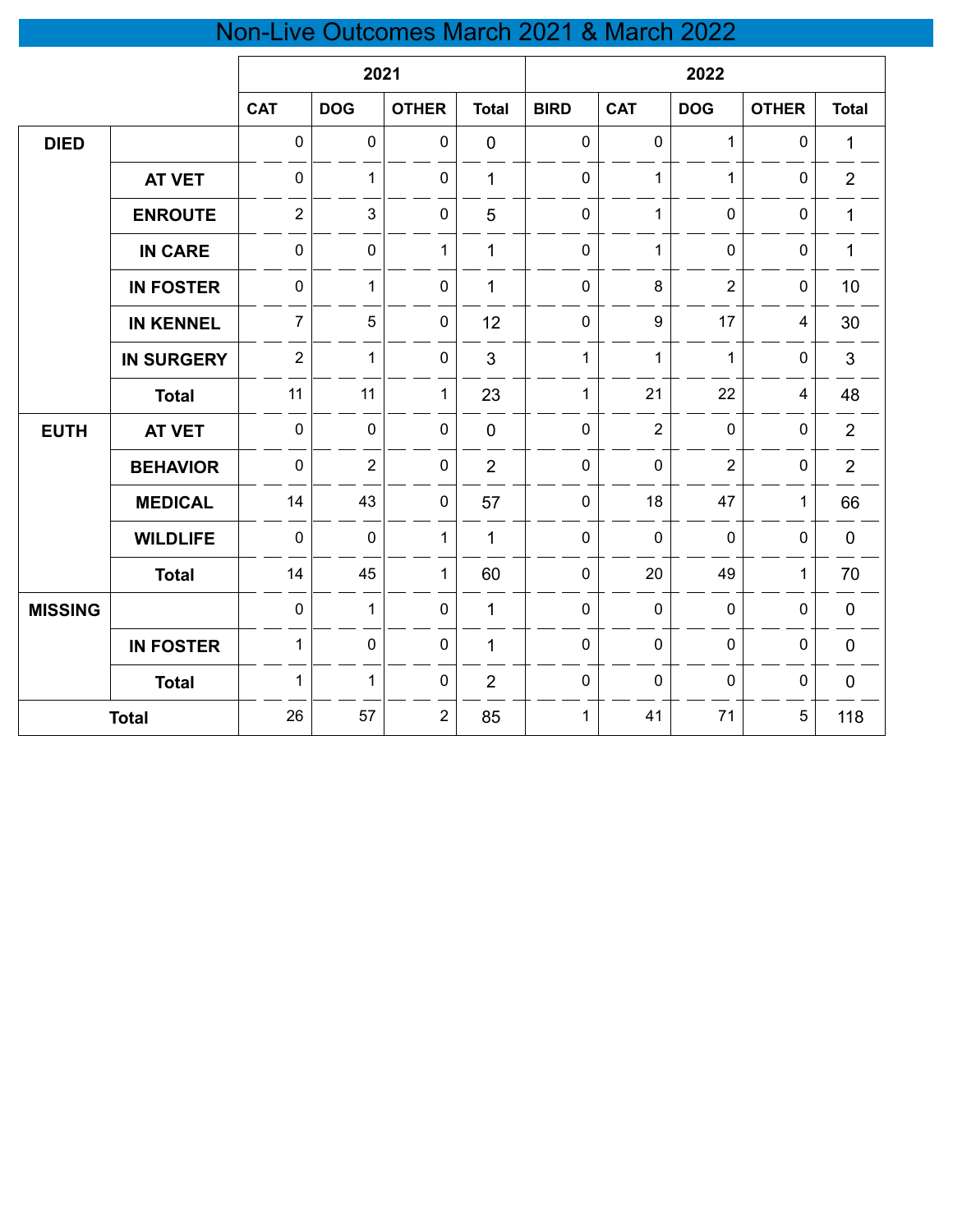# Non-Live Outcomes March 2021 & March 2022

| | | 2021 | | | | 2022 | | | | |
|---|---|---|---|---|---|---|---|---|---|---|
| | | CAT | DOG | OTHER | Total | BIRD | CAT | DOG | OTHER | Total |
| **DIED** | | 0 | 0 | 0 | 0 | 0 | 0 | 1 | 0 | 1 |
| | **AT VET** | 0 | 1 | 0 | 1 | 0 | 1 | 1 | 0 | 2 |
| | **ENROUTE** | 2 | 3 | 0 | 5 | 0 | 1 | 0 | 0 | 1 |
| | **IN CARE** | 0 | 0 | 1 | 1 | 0 | 1 | 0 | 0 | 1 |
| | **IN FOSTER** | 0 | 1 | 0 | 1 | 0 | 8 | 2 | 0 | 10 |
| | **IN KENNEL** | 7 | 5 | 0 | 12 | 0 | 9 | 17 | 4 | 30 |
| | **IN SURGERY** | 2 | 1 | 0 | 3 | 1 | 1 | 1 | 0 | 3 |
| | **Total** | 11 | 11 | 1 | 23 | 1 | 21 | 22 | 4 | 48 |
| **EUTH** | **AT VET** | 0 | 0 | 0 | 0 | 0 | 2 | 0 | 0 | 2 |
| | **BEHAVIOR** | 0 | 2 | 0 | 2 | 0 | 0 | 2 | 0 | 2 |
| | **MEDICAL** | 14 | 43 | 0 | 57 | 0 | 18 | 47 | 1 | 66 |
| | **WILDLIFE** | 0 | 0 | 1 | 1 | 0 | 0 | 0 | 0 | 0 |
| | **Total** | 14 | 45 | 1 | 60 | 0 | 20 | 49 | 1 | 70 |
| **MISSING** | | 0 | 1 | 0 | 1 | 0 | 0 | 0 | 0 | 0 |
| | **IN FOSTER** | 1 | 0 | 0 | 1 | 0 | 0 | 0 | 0 | 0 |
| | **Total** | 1 | 1 | 0 | 2 | 0 | 0 | 0 | 0 | 0 |
| **Total** | | 26 | 57 | 2 | 85 | 1 | 41 | 71 | 5 | 118 |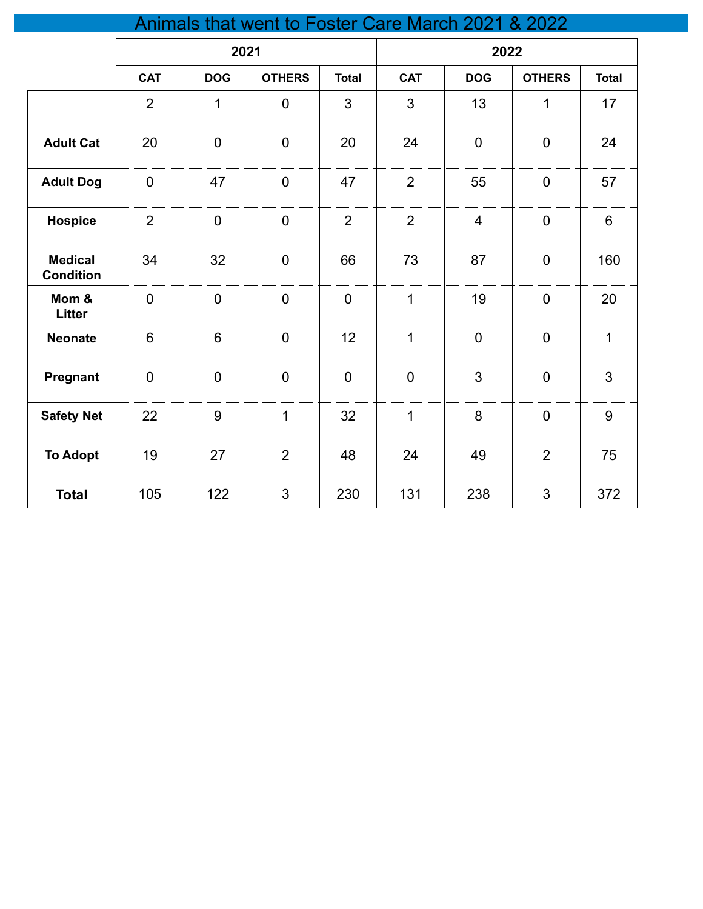# Animals that went to Foster Care March 2021 & 2022

| | 2021 | | | | 2022 | | | |
|---|---|---|---|---|---|---|---|---|
| | CAT | DOG | OTHERS | Total | CAT | DOG | OTHERS | Total |
| | 2 | 1 | 0 | 3 | 3 | 13 | 1 | 17 |
| **Adult Cat** | 20 | 0 | 0 | 20 | 24 | 0 | 0 | 24 |
| **Adult Dog** | 0 | 47 | 0 | 47 | 2 | 55 | 0 | 57 |
| **Hospice** | 2 | 0 | 0 | 2 | 2 | 4 | 0 | 6 |
| **Medical Condition** | 34 | 32 | 0 | 66 | 73 | 87 | 0 | 160 |
| **Mom & Litter** | 0 | 0 | 0 | 0 | 1 | 19 | 0 | 20 |
| **Neonate** | 6 | 6 | 0 | 12 | 1 | 0 | 0 | 1 |
| **Pregnant** | 0 | 0 | 0 | 0 | 0 | 3 | 0 | 3 |
| **Safety Net** | 22 | 9 | 1 | 32 | 1 | 8 | 0 | 9 |
| **To Adopt** | 19 | 27 | 2 | 48 | 24 | 49 | 2 | 75 |
| **Total** | 105 | 122 | 3 | 230 | 131 | 238 | 3 | 372 |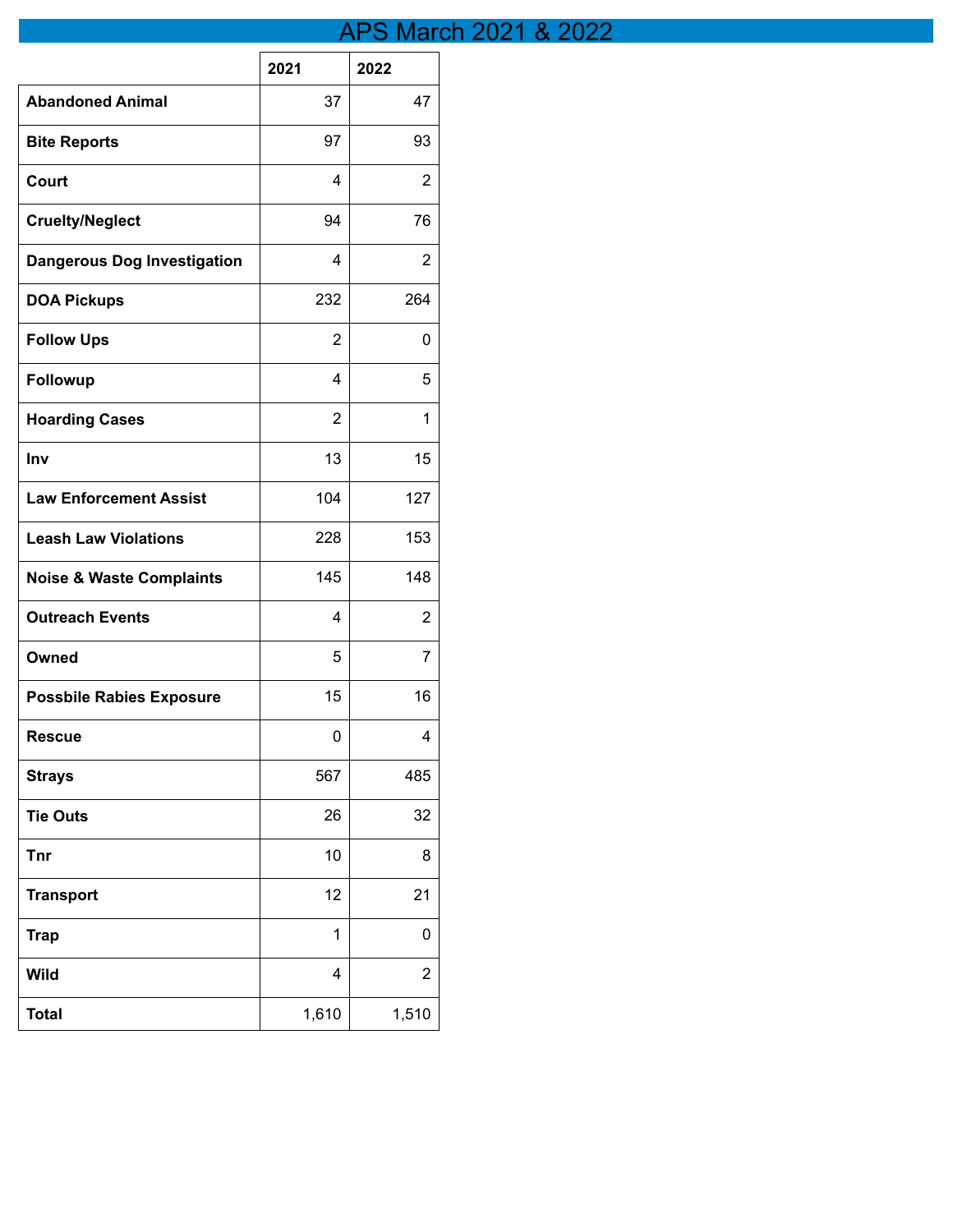# APS March 2021 & 2022

| | 2021 | 2022 |
|---|---|---|
| **Abandoned Animal** | 37 | 47 |
| **Bite Reports** | 97 | 93 |
| **Court** | 4 | 2 |
| **Cruelty/Neglect** | 94 | 76 |
| **Dangerous Dog Investigation** | 4 | 2 |
| **DOA Pickups** | 232 | 264 |
| **Follow Ups** | 2 | 0 |
| **Followup** | 4 | 5 |
| **Hoarding Cases** | 2 | 1 |
| **Inv** | 13 | 15 |
| **Law Enforcement Assist** | 104 | 127 |
| **Leash Law Violations** | 228 | 153 |
| **Noise & Waste Complaints** | 145 | 148 |
| **Outreach Events** | 4 | 2 |
| **Owned** | 5 | 7 |
| **Possbile Rabies Exposure** | 15 | 16 |
| **Rescue** | 0 | 4 |
| **Strays** | 567 | 485 |
| **Tie Outs** | 26 | 32 |
| **Tnr** | 10 | 8 |
| **Transport** | 12 | 21 |
| **Trap** | 1 | 0 |
| **Wild** | 4 | 2 |
| **Total** | 1,610 | 1,510 |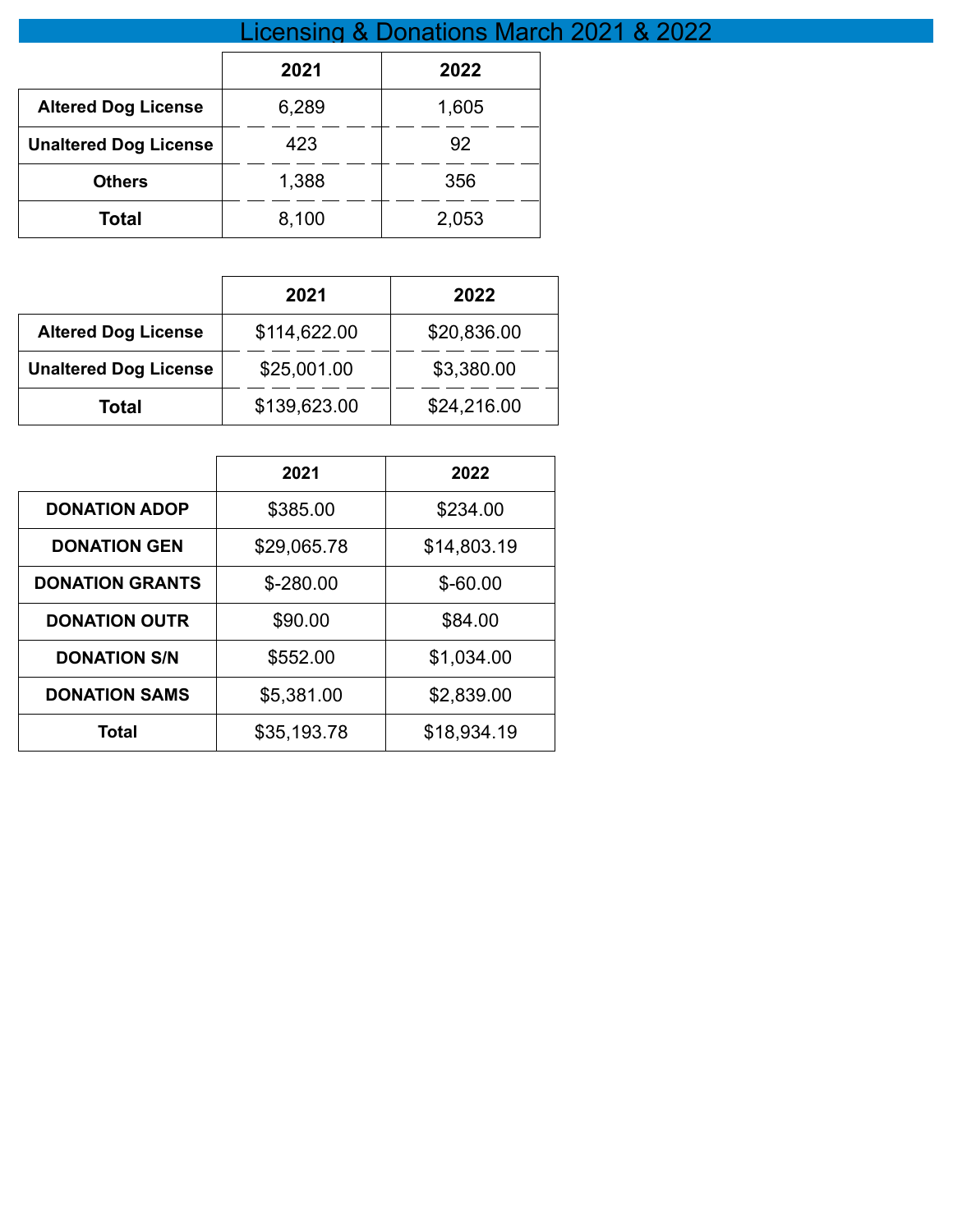# Licensing & Donations March 2021 & 2022

| | 2021 | 2022 |
|---|---|---|
| **Altered Dog License** | 6,289 | 1,605 |
| **Unaltered Dog License** | 423 | 92 |
| **Others** | 1,388 | 356 |
| **Total** | 8,100 | 2,053 |

| | 2021 | 2022 |
|---|---|---|
| **Altered Dog License** | $114,622.00 | $20,836.00 |
| **Unaltered Dog License** | $25,001.00 | $3,380.00 |
| **Total** | $139,623.00 | $24,216.00 |

| | 2021 | 2022 |
|---|---|---|
| **DONATION ADOP** | $385.00 | $234.00 |
| **DONATION GEN** | $29,065.78 | $14,803.19 |
| **DONATION GRANTS** | $-280.00 | $-60.00 |
| **DONATION OUTR** | $90.00 | $84.00 |
| **DONATION S/N** | $552.00 | $1,034.00 |
| **DONATION SAMS** | $5,381.00 | $2,839.00 |
| **Total** | $35,193.78 | $18,934.19 |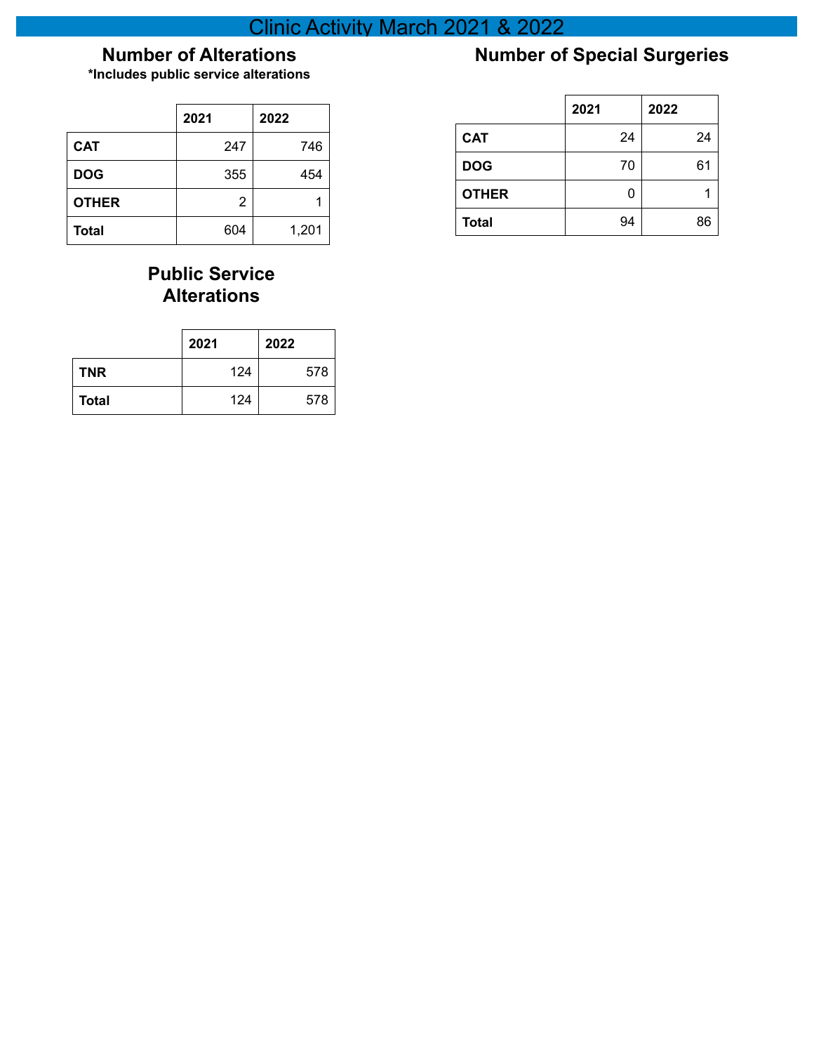# Clinic Activity March 2021 & 2022

## Number of Alterations

**\*Includes public service alterations**

| | 2021 | 2022 |
|---|---|---|
| **CAT** | 247 | 746 |
| **DOG** | 355 | 454 |
| **OTHER** | 2 | 1 |
| **Total** | 604 | 1,201 |

## Public Service Alterations

| | 2021 | 2022 |
|---|---|---|
| **TNR** | 124 | 578 |
| **Total** | 124 | 578 |

## Number of Special Surgeries

| | 2021 | 2022 |
|---|---|---|
| **CAT** | 24 | 24 |
| **DOG** | 70 | 61 |
| **OTHER** | 0 | 1 |
| **Total** | 94 | 86 |